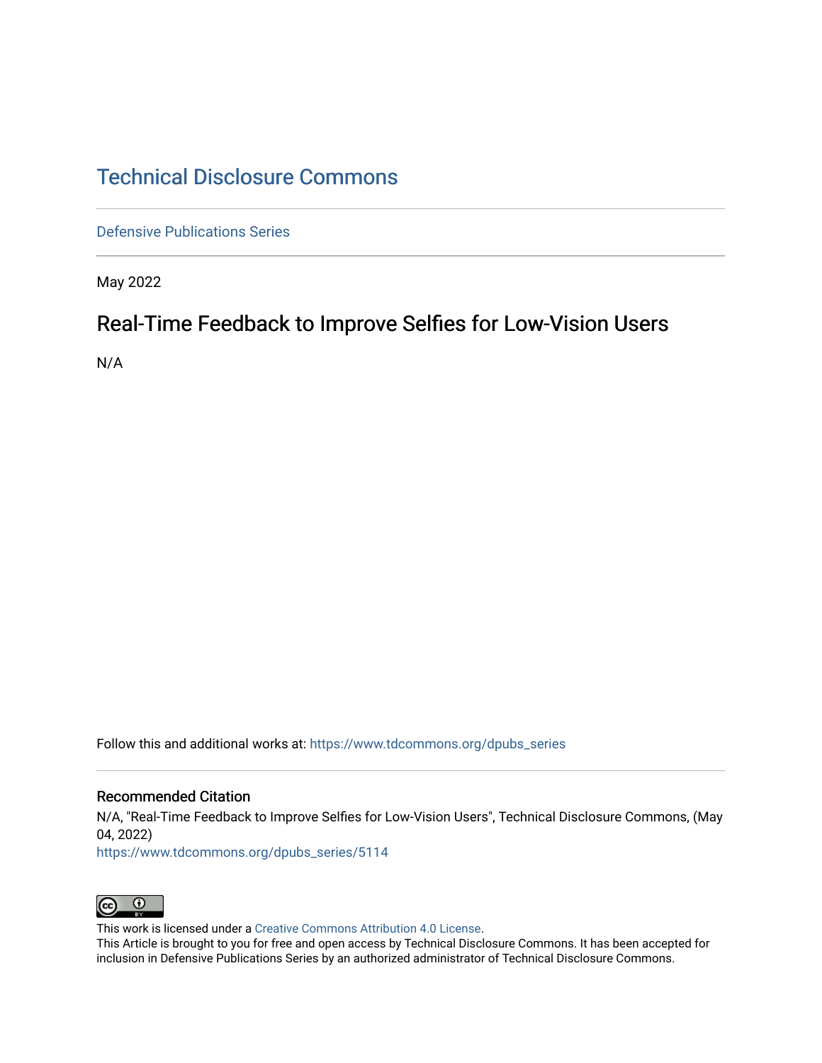# Technical Disclosure Commons

Defensive Publications Series

May 2022

## Real-Time Feedback to Improve Selfies for Low-Vision Users

N/A

Follow this and additional works at: https://www.tdcommons.org/dpubs_series

### Recommended Citation

N/A, "Real-Time Feedback to Improve Selfies for Low-Vision Users", Technical Disclosure Commons, (May 04, 2022)
https://www.tdcommons.org/dpubs_series/5114

This work is licensed under a Creative Commons Attribution 4.0 License.
This Article is brought to you for free and open access by Technical Disclosure Commons. It has been accepted for inclusion in Defensive Publications Series by an authorized administrator of Technical Disclosure Commons.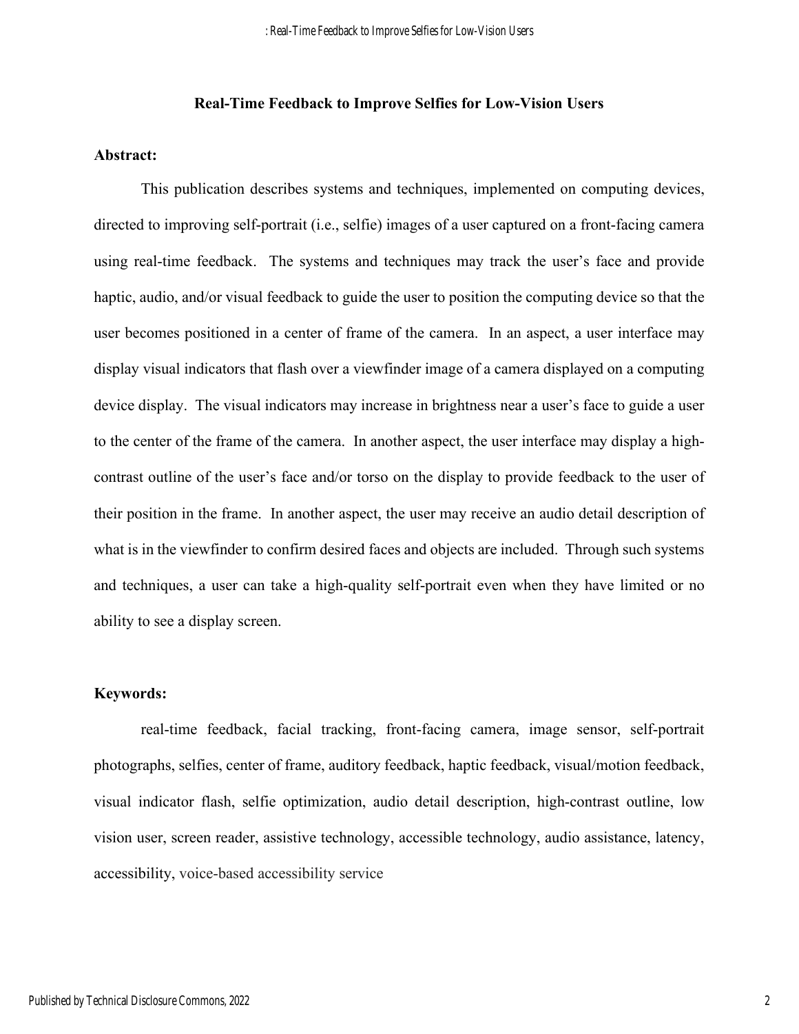# Real-Time Feedback to Improve Selfies for Low-Vision Users

## Abstract:

This publication describes systems and techniques, implemented on computing devices, directed to improving self-portrait (i.e., selfie) images of a user captured on a front-facing camera using real-time feedback. The systems and techniques may track the user's face and provide haptic, audio, and/or visual feedback to guide the user to position the computing device so that the user becomes positioned in a center of frame of the camera. In an aspect, a user interface may display visual indicators that flash over a viewfinder image of a camera displayed on a computing device display. The visual indicators may increase in brightness near a user's face to guide a user to the center of the frame of the camera. In another aspect, the user interface may display a high-contrast outline of the user's face and/or torso on the display to provide feedback to the user of their position in the frame. In another aspect, the user may receive an audio detail description of what is in the viewfinder to confirm desired faces and objects are included. Through such systems and techniques, a user can take a high-quality self-portrait even when they have limited or no ability to see a display screen.

## Keywords:

real-time feedback, facial tracking, front-facing camera, image sensor, self-portrait photographs, selfies, center of frame, auditory feedback, haptic feedback, visual/motion feedback, visual indicator flash, selfie optimization, audio detail description, high-contrast outline, low vision user, screen reader, assistive technology, accessible technology, audio assistance, latency, accessibility, voice-based accessibility service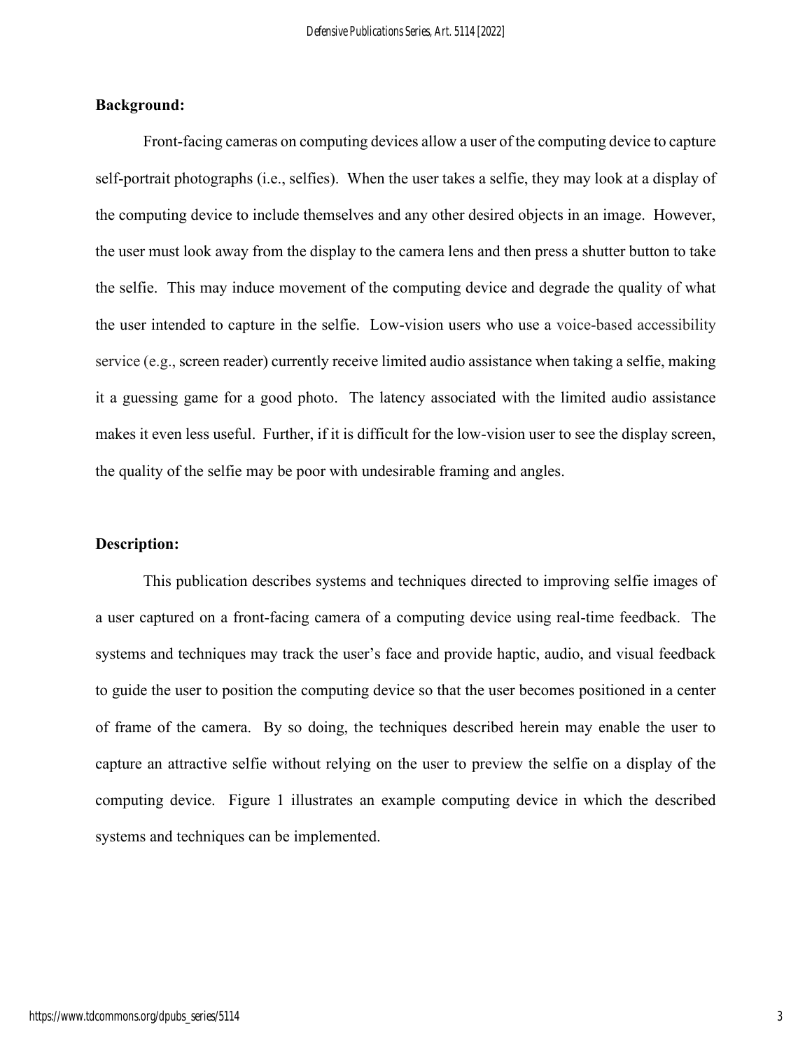**Background:**

Front-facing cameras on computing devices allow a user of the computing device to capture self-portrait photographs (i.e., selfies). When the user takes a selfie, they may look at a display of the computing device to include themselves and any other desired objects in an image. However, the user must look away from the display to the camera lens and then press a shutter button to take the selfie. This may induce movement of the computing device and degrade the quality of what the user intended to capture in the selfie. Low-vision users who use a voice-based accessibility service (e.g., screen reader) currently receive limited audio assistance when taking a selfie, making it a guessing game for a good photo. The latency associated with the limited audio assistance makes it even less useful. Further, if it is difficult for the low-vision user to see the display screen, the quality of the selfie may be poor with undesirable framing and angles.

**Description:**

This publication describes systems and techniques directed to improving selfie images of a user captured on a front-facing camera of a computing device using real-time feedback. The systems and techniques may track the user's face and provide haptic, audio, and visual feedback to guide the user to position the computing device so that the user becomes positioned in a center of frame of the camera. By so doing, the techniques described herein may enable the user to capture an attractive selfie without relying on the user to preview the selfie on a display of the computing device. Figure 1 illustrates an example computing device in which the described systems and techniques can be implemented.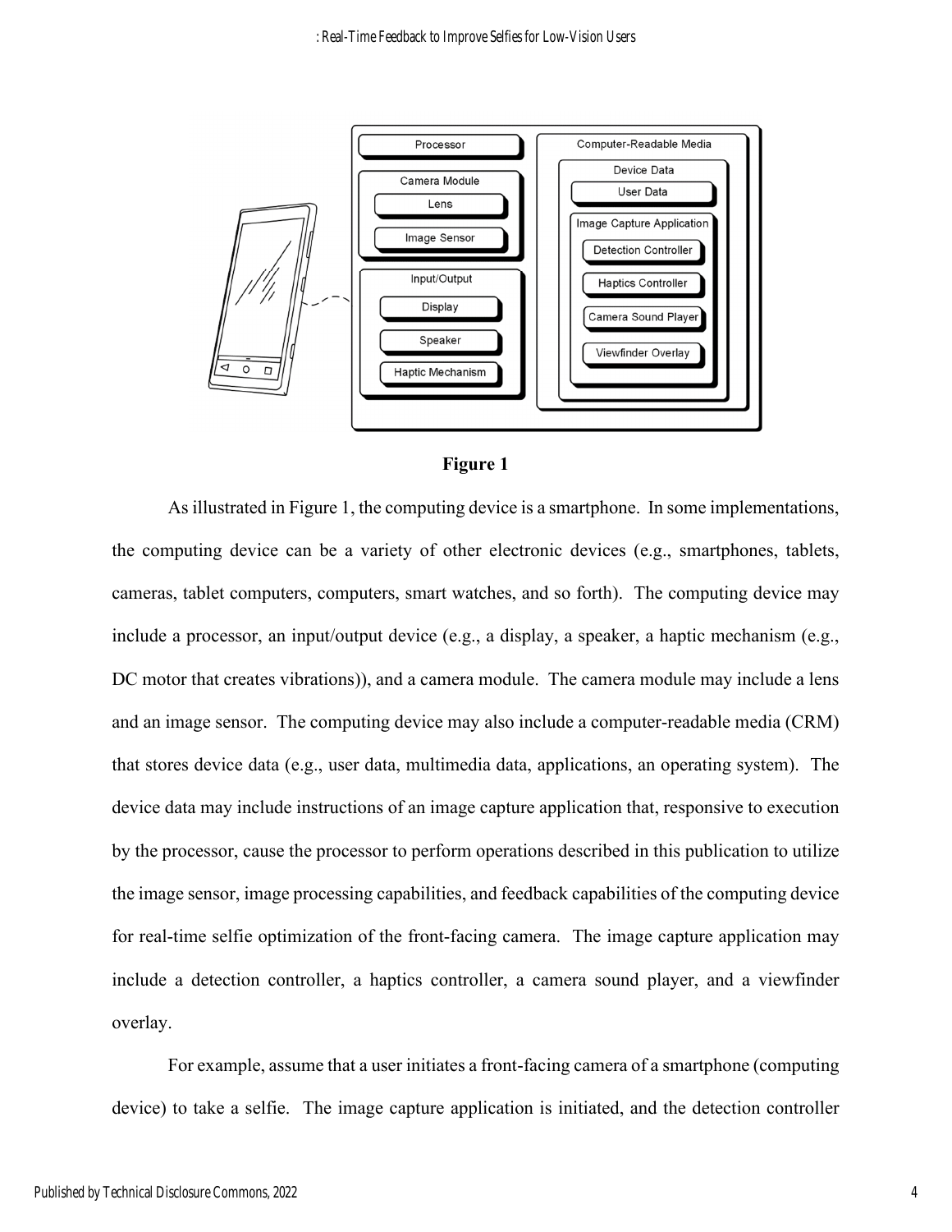**Figure 1**

As illustrated in Figure 1, the computing device is a smartphone. In some implementations, the computing device can be a variety of other electronic devices (e.g., smartphones, tablets, cameras, tablet computers, computers, smart watches, and so forth). The computing device may include a processor, an input/output device (e.g., a display, a speaker, a haptic mechanism (e.g., DC motor that creates vibrations)), and a camera module. The camera module may include a lens and an image sensor. The computing device may also include a computer-readable media (CRM) that stores device data (e.g., user data, multimedia data, applications, an operating system). The device data may include instructions of an image capture application that, responsive to execution by the processor, cause the processor to perform operations described in this publication to utilize the image sensor, image processing capabilities, and feedback capabilities of the computing device for real-time selfie optimization of the front-facing camera. The image capture application may include a detection controller, a haptics controller, a camera sound player, and a viewfinder overlay.

For example, assume that a user initiates a front-facing camera of a smartphone (computing device) to take a selfie. The image capture application is initiated, and the detection controller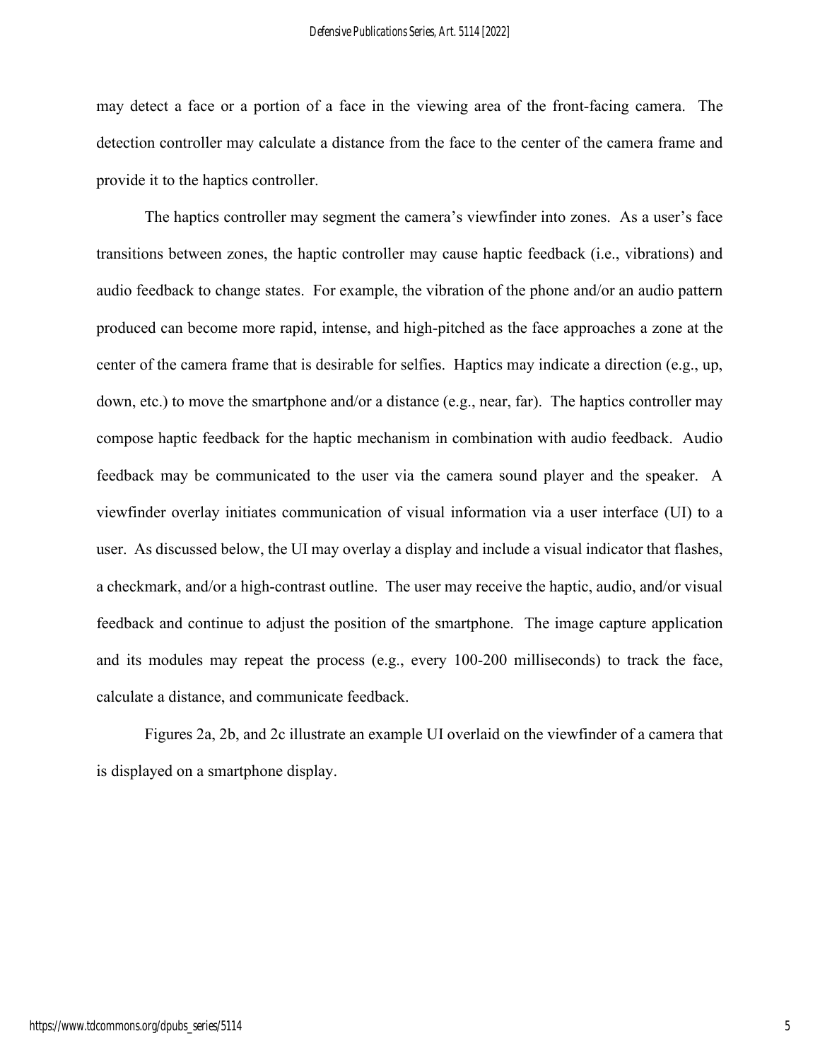may detect a face or a portion of a face in the viewing area of the front-facing camera. The detection controller may calculate a distance from the face to the center of the camera frame and provide it to the haptics controller.

The haptics controller may segment the camera's viewfinder into zones. As a user's face transitions between zones, the haptic controller may cause haptic feedback (i.e., vibrations) and audio feedback to change states. For example, the vibration of the phone and/or an audio pattern produced can become more rapid, intense, and high-pitched as the face approaches a zone at the center of the camera frame that is desirable for selfies. Haptics may indicate a direction (e.g., up, down, etc.) to move the smartphone and/or a distance (e.g., near, far). The haptics controller may compose haptic feedback for the haptic mechanism in combination with audio feedback. Audio feedback may be communicated to the user via the camera sound player and the speaker. A viewfinder overlay initiates communication of visual information via a user interface (UI) to a user. As discussed below, the UI may overlay a display and include a visual indicator that flashes, a checkmark, and/or a high-contrast outline. The user may receive the haptic, audio, and/or visual feedback and continue to adjust the position of the smartphone. The image capture application and its modules may repeat the process (e.g., every 100-200 milliseconds) to track the face, calculate a distance, and communicate feedback.

Figures 2a, 2b, and 2c illustrate an example UI overlaid on the viewfinder of a camera that is displayed on a smartphone display.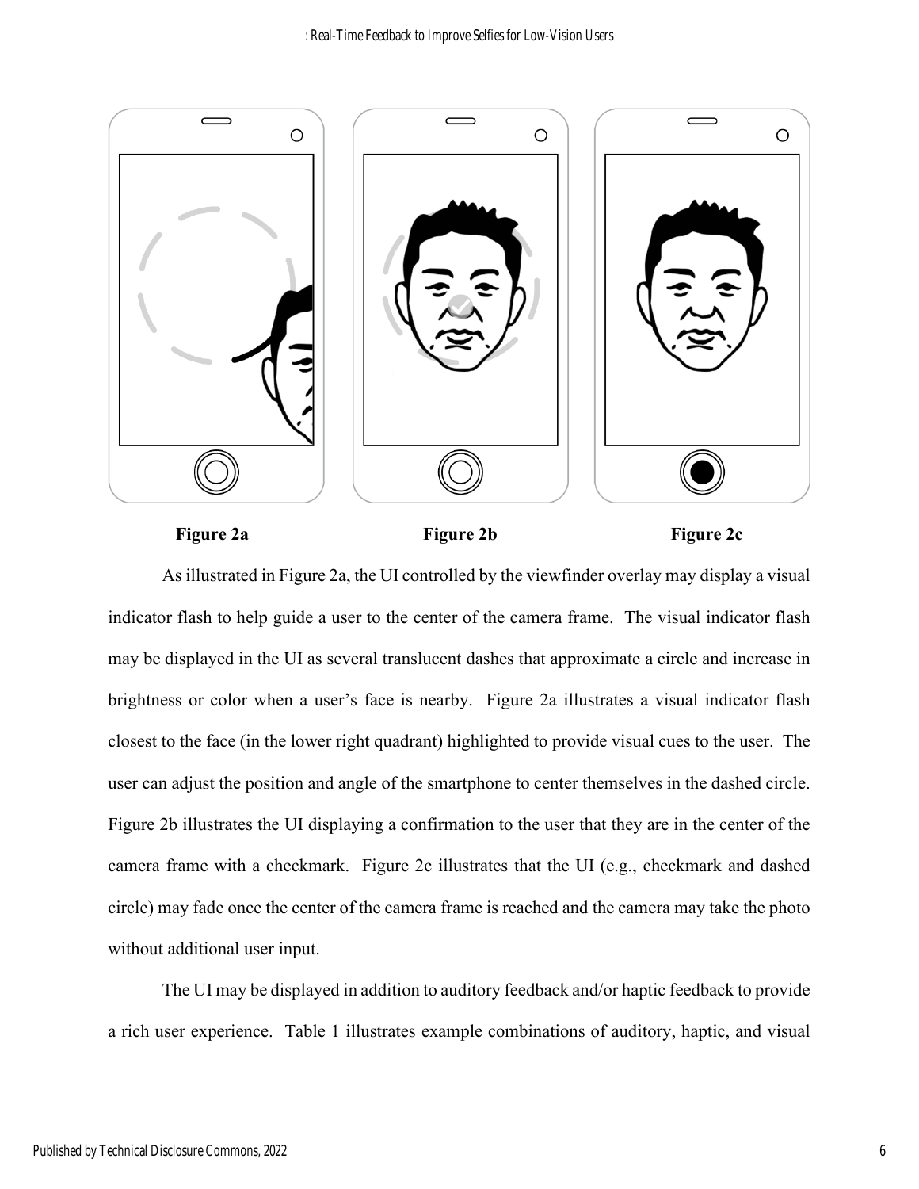**Figure 2a** **Figure 2b** **Figure 2c**

As illustrated in Figure 2a, the UI controlled by the viewfinder overlay may display a visual indicator flash to help guide a user to the center of the camera frame. The visual indicator flash may be displayed in the UI as several translucent dashes that approximate a circle and increase in brightness or color when a user's face is nearby. Figure 2a illustrates a visual indicator flash closest to the face (in the lower right quadrant) highlighted to provide visual cues to the user. The user can adjust the position and angle of the smartphone to center themselves in the dashed circle. Figure 2b illustrates the UI displaying a confirmation to the user that they are in the center of the camera frame with a checkmark. Figure 2c illustrates that the UI (e.g., checkmark and dashed circle) may fade once the center of the camera frame is reached and the camera may take the photo without additional user input.

The UI may be displayed in addition to auditory feedback and/or haptic feedback to provide a rich user experience. Table 1 illustrates example combinations of auditory, haptic, and visual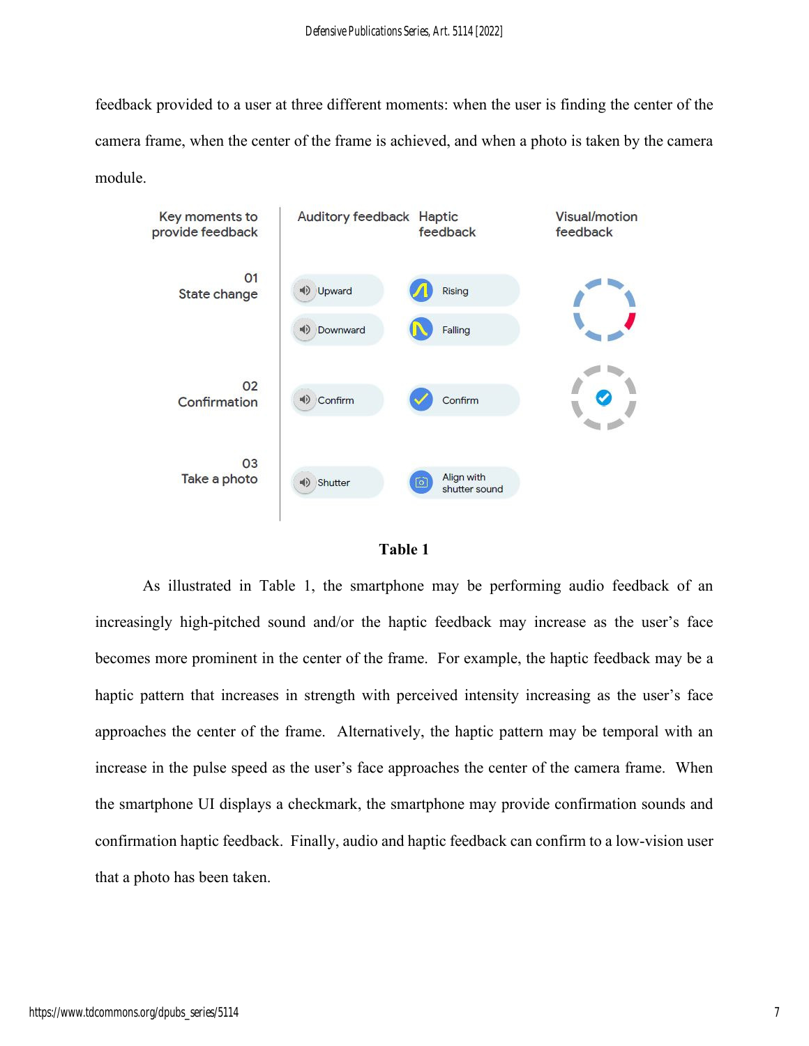feedback provided to a user at three different moments: when the user is finding the center of the camera frame, when the center of the frame is achieved, and when a photo is taken by the camera module.

| Key moments to provide feedback | Auditory feedback | Haptic feedback | Visual/motion feedback |
| --- | --- | --- | --- |
| 01 State change | Upward<br>Downward | Rising<br>Falling | |
| 02 Confirmation | Confirm | Confirm | |
| 03 Take a photo | Shutter | Align with shutter sound | |

**Table 1**

As illustrated in Table 1, the smartphone may be performing audio feedback of an increasingly high-pitched sound and/or the haptic feedback may increase as the user's face becomes more prominent in the center of the frame. For example, the haptic feedback may be a haptic pattern that increases in strength with perceived intensity increasing as the user's face approaches the center of the frame. Alternatively, the haptic pattern may be temporal with an increase in the pulse speed as the user's face approaches the center of the camera frame. When the smartphone UI displays a checkmark, the smartphone may provide confirmation sounds and confirmation haptic feedback. Finally, audio and haptic feedback can confirm to a low-vision user that a photo has been taken.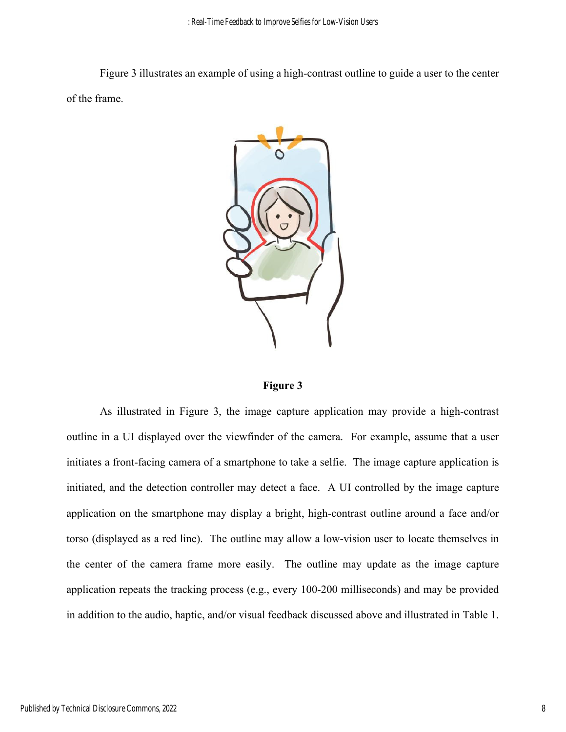Figure 3 illustrates an example of using a high-contrast outline to guide a user to the center of the frame.

**Figure 3**

As illustrated in Figure 3, the image capture application may provide a high-contrast outline in a UI displayed over the viewfinder of the camera. For example, assume that a user initiates a front-facing camera of a smartphone to take a selfie. The image capture application is initiated, and the detection controller may detect a face. A UI controlled by the image capture application on the smartphone may display a bright, high-contrast outline around a face and/or torso (displayed as a red line). The outline may allow a low-vision user to locate themselves in the center of the camera frame more easily. The outline may update as the image capture application repeats the tracking process (e.g., every 100-200 milliseconds) and may be provided in addition to the audio, haptic, and/or visual feedback discussed above and illustrated in Table 1.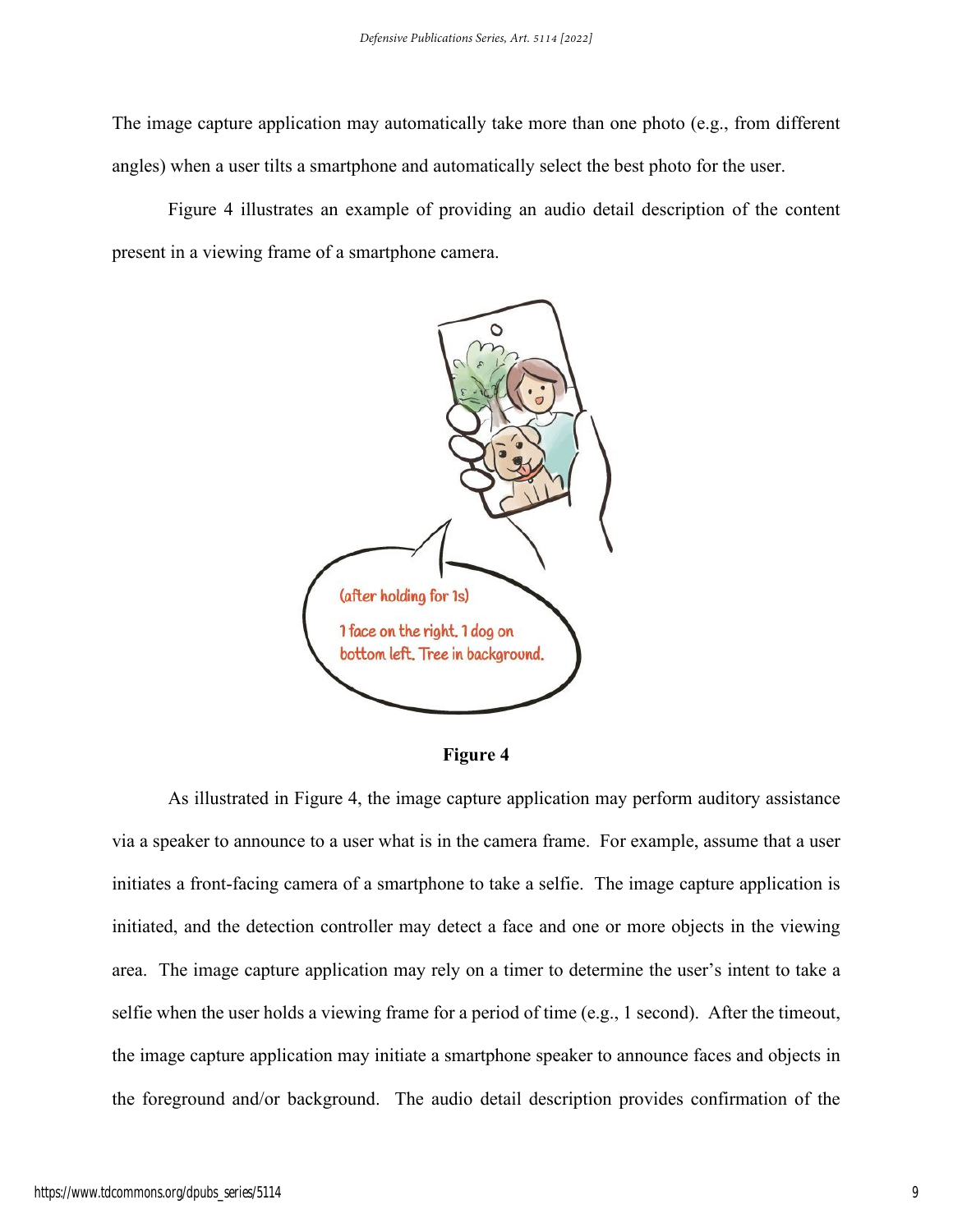The image capture application may automatically take more than one photo (e.g., from different angles) when a user tilts a smartphone and automatically select the best photo for the user.

Figure 4 illustrates an example of providing an audio detail description of the content present in a viewing frame of a smartphone camera.

**Figure 4**

As illustrated in Figure 4, the image capture application may perform auditory assistance via a speaker to announce to a user what is in the camera frame. For example, assume that a user initiates a front-facing camera of a smartphone to take a selfie. The image capture application is initiated, and the detection controller may detect a face and one or more objects in the viewing area. The image capture application may rely on a timer to determine the user's intent to take a selfie when the user holds a viewing frame for a period of time (e.g., 1 second). After the timeout, the image capture application may initiate a smartphone speaker to announce faces and objects in the foreground and/or background. The audio detail description provides confirmation of the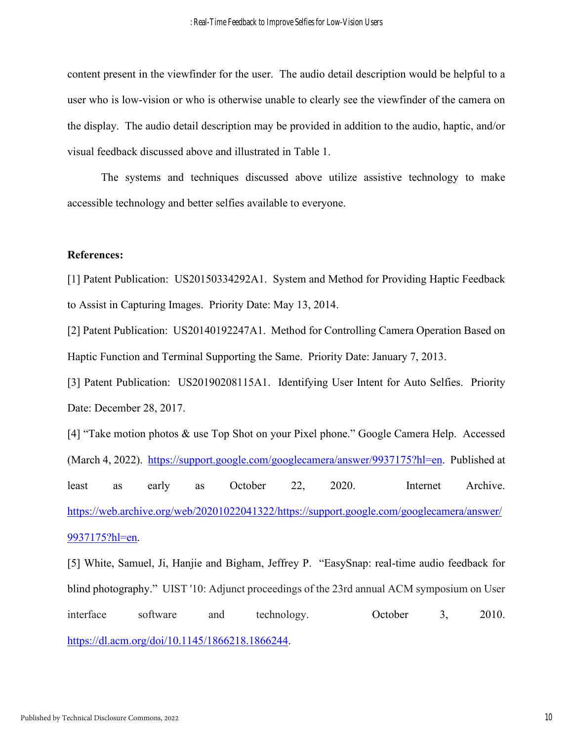content present in the viewfinder for the user. The audio detail description would be helpful to a user who is low-vision or who is otherwise unable to clearly see the viewfinder of the camera on the display. The audio detail description may be provided in addition to the audio, haptic, and/or visual feedback discussed above and illustrated in Table 1.

The systems and techniques discussed above utilize assistive technology to make accessible technology and better selfies available to everyone.

**References:**

[1] Patent Publication: US20150334292A1. System and Method for Providing Haptic Feedback to Assist in Capturing Images. Priority Date: May 13, 2014.

[2] Patent Publication: US20140192247A1. Method for Controlling Camera Operation Based on Haptic Function and Terminal Supporting the Same. Priority Date: January 7, 2013.

[3] Patent Publication: US20190208115A1. Identifying User Intent for Auto Selfies. Priority Date: December 28, 2017.

[4] "Take motion photos & use Top Shot on your Pixel phone." Google Camera Help. Accessed (March 4, 2022). https://support.google.com/googlecamera/answer/9937175?hl=en. Published at least as early as October 22, 2020. Internet Archive. https://web.archive.org/web/20201022041322/https://support.google.com/googlecamera/answer/9937175?hl=en.

[5] White, Samuel, Ji, Hanjie and Bigham, Jeffrey P. "EasySnap: real-time audio feedback for blind photography." UIST '10: Adjunct proceedings of the 23rd annual ACM symposium on User interface software and technology. October 3, 2010. https://dl.acm.org/doi/10.1145/1866218.1866244.